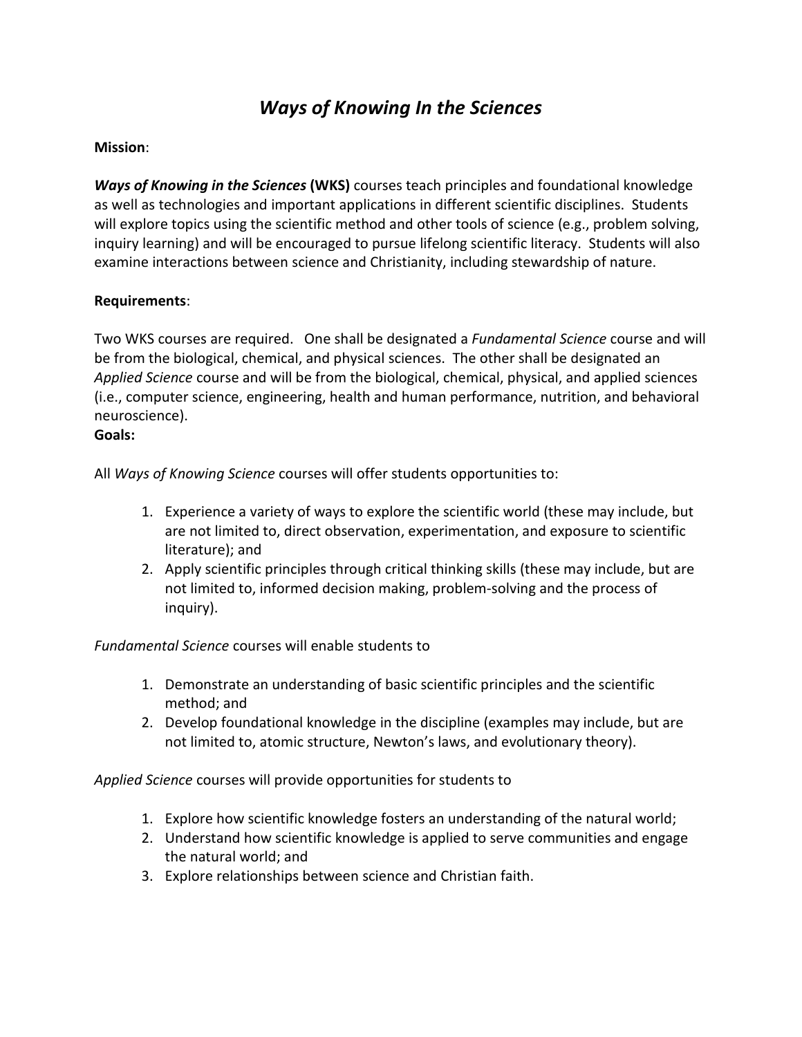# *Ways of Knowing In the Sciences*

**Mission**:

***Ways of Knowing in the Sciences*** **(WKS)** courses teach principles and foundational knowledge as well as technologies and important applications in different scientific disciplines. Students will explore topics using the scientific method and other tools of science (e.g., problem solving, inquiry learning) and will be encouraged to pursue lifelong scientific literacy. Students will also examine interactions between science and Christianity, including stewardship of nature.

**Requirements**:

Two WKS courses are required. One shall be designated a *Fundamental Science* course and will be from the biological, chemical, and physical sciences. The other shall be designated an *Applied Science* course and will be from the biological, chemical, physical, and applied sciences (i.e., computer science, engineering, health and human performance, nutrition, and behavioral neuroscience).

**Goals:**

All *Ways of Knowing Science* courses will offer students opportunities to:

1. Experience a variety of ways to explore the scientific world (these may include, but are not limited to, direct observation, experimentation, and exposure to scientific literature); and
2. Apply scientific principles through critical thinking skills (these may include, but are not limited to, informed decision making, problem-solving and the process of inquiry).

*Fundamental Science* courses will enable students to

1. Demonstrate an understanding of basic scientific principles and the scientific method; and
2. Develop foundational knowledge in the discipline (examples may include, but are not limited to, atomic structure, Newton's laws, and evolutionary theory).

*Applied Science* courses will provide opportunities for students to

1. Explore how scientific knowledge fosters an understanding of the natural world;
2. Understand how scientific knowledge is applied to serve communities and engage the natural world; and
3. Explore relationships between science and Christian faith.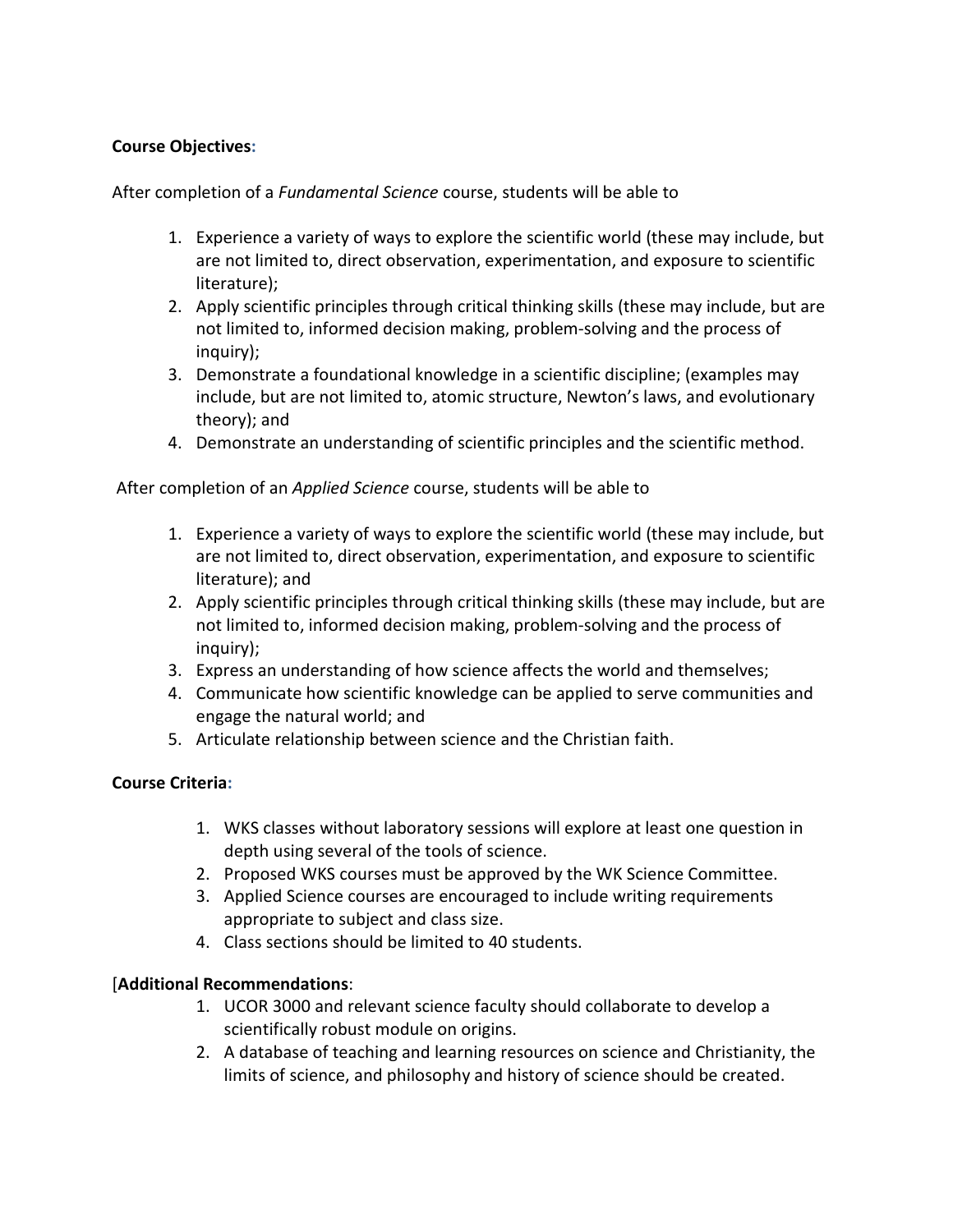**Course Objectives:**

After completion of a *Fundamental Science* course, students will be able to

1. Experience a variety of ways to explore the scientific world (these may include, but are not limited to, direct observation, experimentation, and exposure to scientific literature);
2. Apply scientific principles through critical thinking skills (these may include, but are not limited to, informed decision making, problem-solving and the process of inquiry);
3. Demonstrate a foundational knowledge in a scientific discipline; (examples may include, but are not limited to, atomic structure, Newton's laws, and evolutionary theory); and
4. Demonstrate an understanding of scientific principles and the scientific method.

After completion of an *Applied Science* course, students will be able to

1. Experience a variety of ways to explore the scientific world (these may include, but are not limited to, direct observation, experimentation, and exposure to scientific literature); and
2. Apply scientific principles through critical thinking skills (these may include, but are not limited to, informed decision making, problem-solving and the process of inquiry);
3. Express an understanding of how science affects the world and themselves;
4. Communicate how scientific knowledge can be applied to serve communities and engage the natural world; and
5. Articulate relationship between science and the Christian faith.

**Course Criteria:**

1. WKS classes without laboratory sessions will explore at least one question in depth using several of the tools of science.
2. Proposed WKS courses must be approved by the WK Science Committee.
3. Applied Science courses are encouraged to include writing requirements appropriate to subject and class size.
4. Class sections should be limited to 40 students.

[**Additional Recommendations**:

1. UCOR 3000 and relevant science faculty should collaborate to develop a scientifically robust module on origins.
2. A database of teaching and learning resources on science and Christianity, the limits of science, and philosophy and history of science should be created.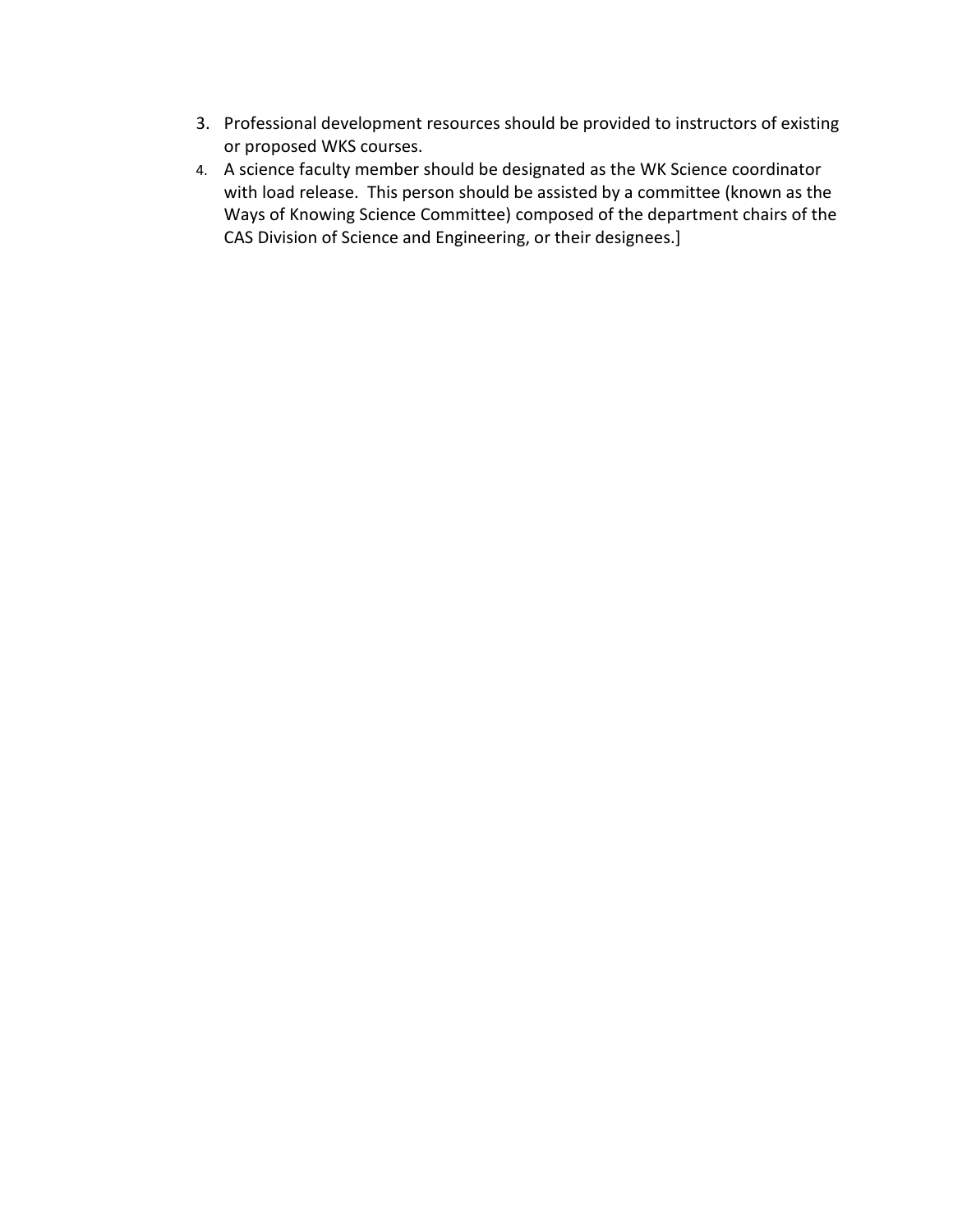3. Professional development resources should be provided to instructors of existing or proposed WKS courses.
4. A science faculty member should be designated as the WK Science coordinator with load release. This person should be assisted by a committee (known as the Ways of Knowing Science Committee) composed of the department chairs of the CAS Division of Science and Engineering, or their designees.]